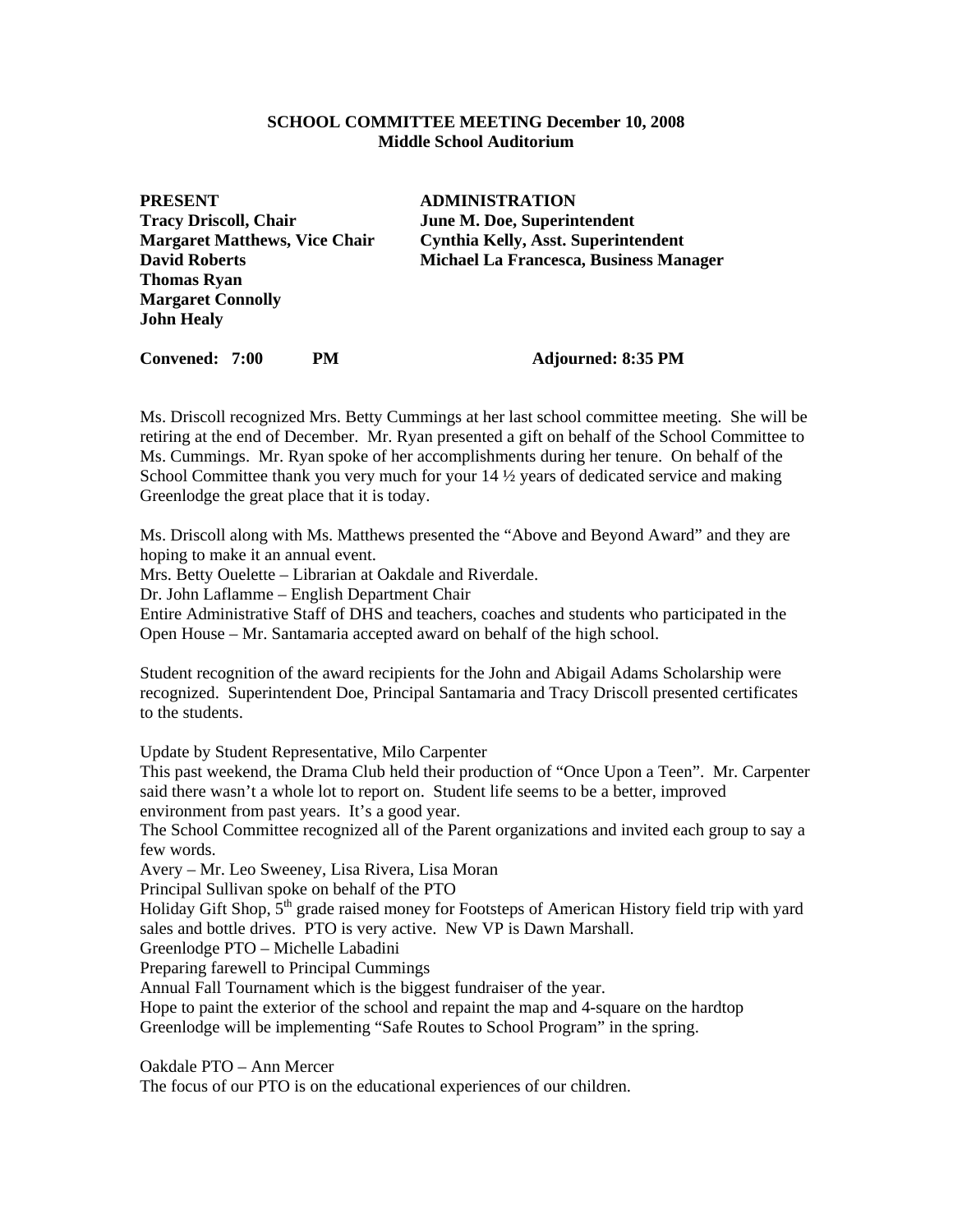**SCHOOL COMMITTEE MEETING December 10, 2008**
**Middle School Auditorium**

| PRESENT | ADMINISTRATION |
|---|---|
| **Tracy Driscoll, Chair** | **June M. Doe, Superintendent** |
| **Margaret Matthews, Vice Chair** | **Cynthia Kelly, Asst. Superintendent** |
| **David Roberts** | **Michael La Francesca, Business Manager** |
| **Thomas Ryan** | |
| **Margaret Connolly** | |
| **John Healy** | |

**Convened: 7:00 PM** **Adjourned: 8:35 PM**

Ms. Driscoll recognized Mrs. Betty Cummings at her last school committee meeting. She will be retiring at the end of December. Mr. Ryan presented a gift on behalf of the School Committee to Ms. Cummings. Mr. Ryan spoke of her accomplishments during her tenure. On behalf of the School Committee thank you very much for your 14 ½ years of dedicated service and making Greenlodge the great place that it is today.

Ms. Driscoll along with Ms. Matthews presented the "Above and Beyond Award" and they are hoping to make it an annual event.
Mrs. Betty Ouelette – Librarian at Oakdale and Riverdale.
Dr. John Laflamme – English Department Chair
Entire Administrative Staff of DHS and teachers, coaches and students who participated in the Open House – Mr. Santamaria accepted award on behalf of the high school.

Student recognition of the award recipients for the John and Abigail Adams Scholarship were recognized. Superintendent Doe, Principal Santamaria and Tracy Driscoll presented certificates to the students.

Update by Student Representative, Milo Carpenter
This past weekend, the Drama Club held their production of "Once Upon a Teen". Mr. Carpenter said there wasn't a whole lot to report on. Student life seems to be a better, improved environment from past years. It's a good year.
The School Committee recognized all of the Parent organizations and invited each group to say a few words.
Avery – Mr. Leo Sweeney, Lisa Rivera, Lisa Moran
Principal Sullivan spoke on behalf of the PTO
Holiday Gift Shop, 5th grade raised money for Footsteps of American History field trip with yard sales and bottle drives. PTO is very active. New VP is Dawn Marshall.
Greenlodge PTO – Michelle Labadini
Preparing farewell to Principal Cummings
Annual Fall Tournament which is the biggest fundraiser of the year.
Hope to paint the exterior of the school and repaint the map and 4-square on the hardtop
Greenlodge will be implementing "Safe Routes to School Program" in the spring.

Oakdale PTO – Ann Mercer
The focus of our PTO is on the educational experiences of our children.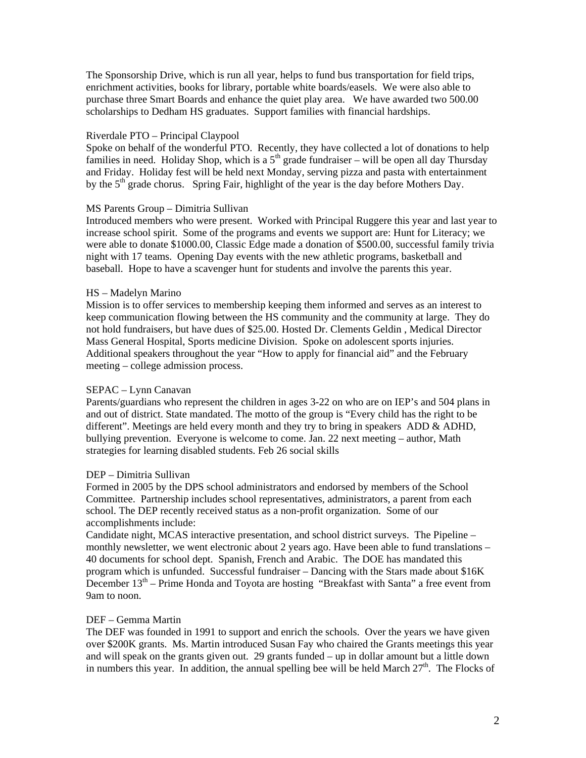The Sponsorship Drive, which is run all year, helps to fund bus transportation for field trips, enrichment activities, books for library, portable white boards/easels. We were also able to purchase three Smart Boards and enhance the quiet play area. We have awarded two 500.00 scholarships to Dedham HS graduates. Support families with financial hardships.

Riverdale PTO – Principal Claypool
Spoke on behalf of the wonderful PTO. Recently, they have collected a lot of donations to help families in need. Holiday Shop, which is a 5th grade fundraiser – will be open all day Thursday and Friday. Holiday fest will be held next Monday, serving pizza and pasta with entertainment by the 5th grade chorus. Spring Fair, highlight of the year is the day before Mothers Day.

MS Parents Group – Dimitria Sullivan
Introduced members who were present. Worked with Principal Ruggere this year and last year to increase school spirit. Some of the programs and events we support are: Hunt for Literacy; we were able to donate $1000.00, Classic Edge made a donation of $500.00, successful family trivia night with 17 teams. Opening Day events with the new athletic programs, basketball and baseball. Hope to have a scavenger hunt for students and involve the parents this year.

HS – Madelyn Marino
Mission is to offer services to membership keeping them informed and serves as an interest to keep communication flowing between the HS community and the community at large. They do not hold fundraisers, but have dues of $25.00. Hosted Dr. Clements Geldin , Medical Director Mass General Hospital, Sports medicine Division. Spoke on adolescent sports injuries. Additional speakers throughout the year "How to apply for financial aid" and the February meeting – college admission process.

SEPAC – Lynn Canavan
Parents/guardians who represent the children in ages 3-22 on who are on IEP's and 504 plans in and out of district. State mandated. The motto of the group is "Every child has the right to be different". Meetings are held every month and they try to bring in speakers ADD & ADHD, bullying prevention. Everyone is welcome to come. Jan. 22 next meeting – author, Math strategies for learning disabled students. Feb 26 social skills

DEP – Dimitria Sullivan
Formed in 2005 by the DPS school administrators and endorsed by members of the School Committee. Partnership includes school representatives, administrators, a parent from each school. The DEP recently received status as a non-profit organization. Some of our accomplishments include:
Candidate night, MCAS interactive presentation, and school district surveys. The Pipeline – monthly newsletter, we went electronic about 2 years ago. Have been able to fund translations – 40 documents for school dept. Spanish, French and Arabic. The DOE has mandated this program which is unfunded. Successful fundraiser – Dancing with the Stars made about $16K December 13th – Prime Honda and Toyota are hosting "Breakfast with Santa" a free event from 9am to noon.

DEF – Gemma Martin
The DEF was founded in 1991 to support and enrich the schools. Over the years we have given over $200K grants. Ms. Martin introduced Susan Fay who chaired the Grants meetings this year and will speak on the grants given out. 29 grants funded – up in dollar amount but a little down in numbers this year. In addition, the annual spelling bee will be held March 27th. The Flocks of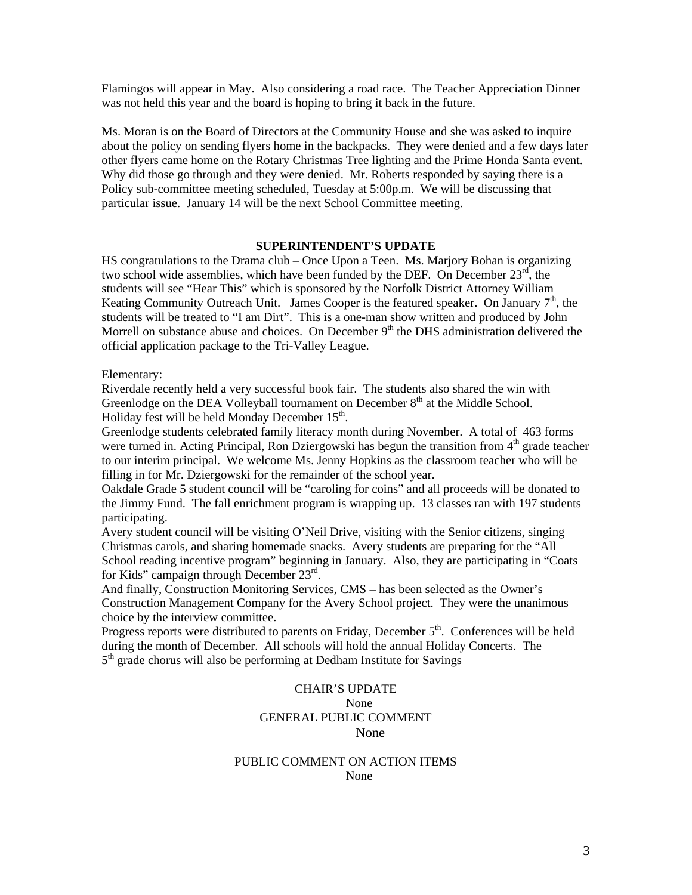Flamingos will appear in May. Also considering a road race. The Teacher Appreciation Dinner was not held this year and the board is hoping to bring it back in the future.

Ms. Moran is on the Board of Directors at the Community House and she was asked to inquire about the policy on sending flyers home in the backpacks. They were denied and a few days later other flyers came home on the Rotary Christmas Tree lighting and the Prime Honda Santa event. Why did those go through and they were denied. Mr. Roberts responded by saying there is a Policy sub-committee meeting scheduled, Tuesday at 5:00p.m. We will be discussing that particular issue. January 14 will be the next School Committee meeting.

**SUPERINTENDENT'S UPDATE**

HS congratulations to the Drama club – Once Upon a Teen. Ms. Marjory Bohan is organizing two school wide assemblies, which have been funded by the DEF. On December 23rd, the students will see "Hear This" which is sponsored by the Norfolk District Attorney William Keating Community Outreach Unit. James Cooper is the featured speaker. On January 7th, the students will be treated to "I am Dirt". This is a one-man show written and produced by John Morrell on substance abuse and choices. On December 9th the DHS administration delivered the official application package to the Tri-Valley League.

Elementary:

Riverdale recently held a very successful book fair. The students also shared the win with Greenlodge on the DEA Volleyball tournament on December 8th at the Middle School. Holiday fest will be held Monday December 15th.

Greenlodge students celebrated family literacy month during November. A total of 463 forms were turned in. Acting Principal, Ron Dziergowski has begun the transition from 4th grade teacher to our interim principal. We welcome Ms. Jenny Hopkins as the classroom teacher who will be filling in for Mr. Dziergowski for the remainder of the school year.

Oakdale Grade 5 student council will be "caroling for coins" and all proceeds will be donated to the Jimmy Fund. The fall enrichment program is wrapping up. 13 classes ran with 197 students participating.

Avery student council will be visiting O'Neil Drive, visiting with the Senior citizens, singing Christmas carols, and sharing homemade snacks. Avery students are preparing for the "All School reading incentive program" beginning in January. Also, they are participating in "Coats for Kids" campaign through December 23rd.

And finally, Construction Monitoring Services, CMS – has been selected as the Owner's Construction Management Company for the Avery School project. They were the unanimous choice by the interview committee.

Progress reports were distributed to parents on Friday, December 5th. Conferences will be held during the month of December. All schools will hold the annual Holiday Concerts. The 5th grade chorus will also be performing at Dedham Institute for Savings

CHAIR'S UPDATE

None

GENERAL PUBLIC COMMENT

None

PUBLIC COMMENT ON ACTION ITEMS

None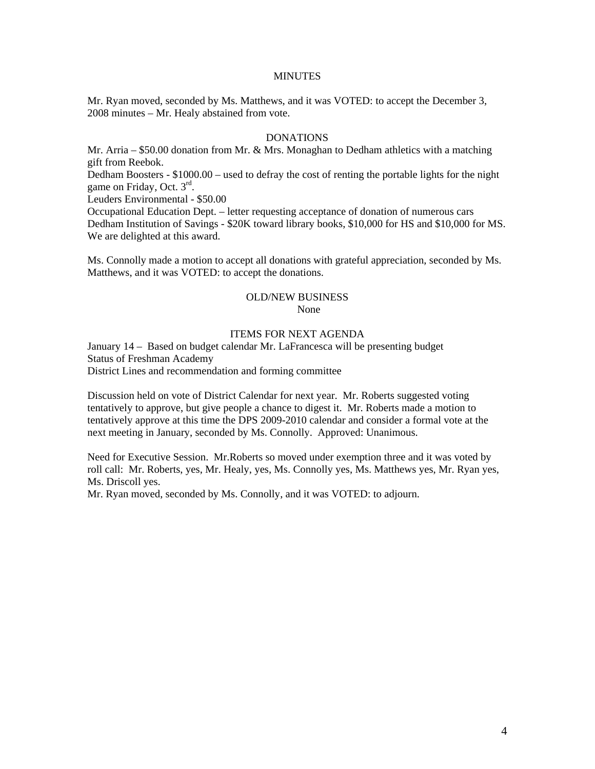## MINUTES

Mr. Ryan moved, seconded by Ms. Matthews, and it was VOTED: to accept the December 3, 2008 minutes – Mr. Healy abstained from vote.

## DONATIONS

Mr. Arria – $50.00 donation from Mr. & Mrs. Monaghan to Dedham athletics with a matching gift from Reebok.
Dedham Boosters - $1000.00 – used to defray the cost of renting the portable lights for the night game on Friday, Oct. 3rd.
Leuders Environmental - $50.00
Occupational Education Dept. – letter requesting acceptance of donation of numerous cars
Dedham Institution of Savings - $20K toward library books, $10,000 for HS and $10,000 for MS. We are delighted at this award.

Ms. Connolly made a motion to accept all donations with grateful appreciation, seconded by Ms. Matthews, and it was VOTED: to accept the donations.

## OLD/NEW BUSINESS

None

## ITEMS FOR NEXT AGENDA

January 14 – Based on budget calendar Mr. LaFrancesca will be presenting budget
Status of Freshman Academy
District Lines and recommendation and forming committee

Discussion held on vote of District Calendar for next year. Mr. Roberts suggested voting tentatively to approve, but give people a chance to digest it. Mr. Roberts made a motion to tentatively approve at this time the DPS 2009-2010 calendar and consider a formal vote at the next meeting in January, seconded by Ms. Connolly. Approved: Unanimous.

Need for Executive Session. Mr.Roberts so moved under exemption three and it was voted by roll call: Mr. Roberts, yes, Mr. Healy, yes, Ms. Connolly yes, Ms. Matthews yes, Mr. Ryan yes, Ms. Driscoll yes.
Mr. Ryan moved, seconded by Ms. Connolly, and it was VOTED: to adjourn.